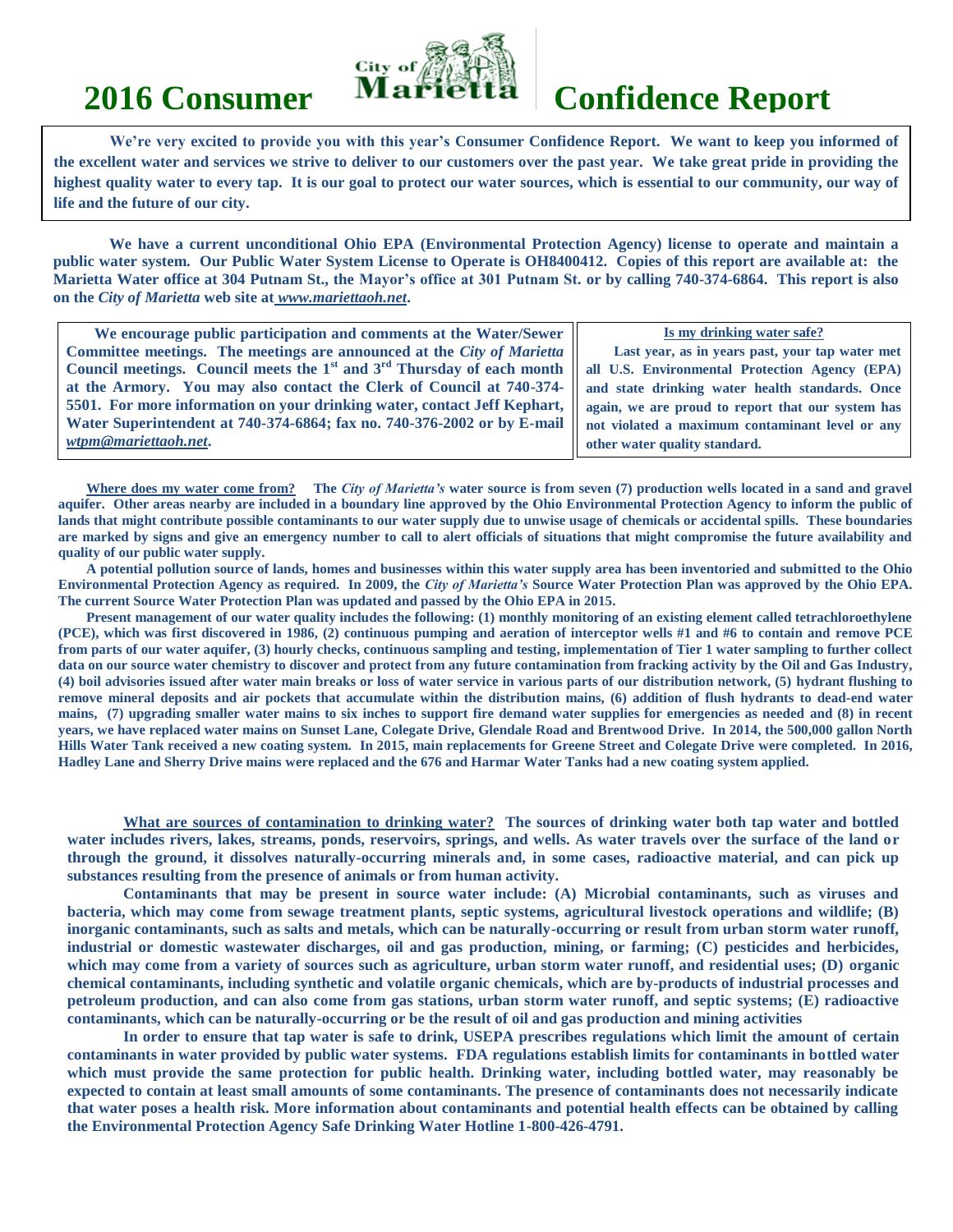# 2016 Consumer Confidence Report

City of Marietta

**We're very excited to provide you with this year's Consumer Confidence Report. We want to keep you informed of the excellent water and services we strive to deliver to our customers over the past year. We take great pride in providing the highest quality water to every tap. It is our goal to protect our water sources, which is essential to our community, our way of life and the future of our city.**

**We have a current unconditional Ohio EPA (Environmental Protection Agency) license to operate and maintain a public water system. Our Public Water System License to Operate is OH8400412. Copies of this report are available at: the Marietta Water office at 304 Putnam St., the Mayor's office at 301 Putnam St. or by calling 740-374-6864. This report is also on the *City of Marietta* web site at *www.mariettaoh.net*.**

**We encourage public participation and comments at the Water/Sewer Committee meetings. The meetings are announced at the *City of Marietta* Council meetings. Council meets the 1st and 3rd Thursday of each month at the Armory. You may also contact the Clerk of Council at 740-374-5501. For more information on your drinking water, contact Jeff Kephart, Water Superintendent at 740-374-6864; fax no. 740-376-2002 or by E-mail *wtpm@mariettaoh.net*.**

**Is my drinking water safe?**

**Last year, as in years past, your tap water met all U.S. Environmental Protection Agency (EPA) and state drinking water health standards. Once again, we are proud to report that our system has not violated a maximum contaminant level or any other water quality standard.**

**Where does my water come from?** **The *City of Marietta's* water source is from seven (7) production wells located in a sand and gravel aquifer. Other areas nearby are included in a boundary line approved by the Ohio Environmental Protection Agency to inform the public of lands that might contribute possible contaminants to our water supply due to unwise usage of chemicals or accidental spills. These boundaries are marked by signs and give an emergency number to call to alert officials of situations that might compromise the future availability and quality of our public water supply.**

**A potential pollution source of lands, homes and businesses within this water supply area has been inventoried and submitted to the Ohio Environmental Protection Agency as required. In 2009, the *City of Marietta's* Source Water Protection Plan was approved by the Ohio EPA. The current Source Water Protection Plan was updated and passed by the Ohio EPA in 2015.**

**Present management of our water quality includes the following: (1) monthly monitoring of an existing element called tetrachloroethylene (PCE), which was first discovered in 1986, (2) continuous pumping and aeration of interceptor wells #1 and #6 to contain and remove PCE from parts of our water aquifer, (3) hourly checks, continuous sampling and testing, implementation of Tier 1 water sampling to further collect data on our source water chemistry to discover and protect from any future contamination from fracking activity by the Oil and Gas Industry, (4) boil advisories issued after water main breaks or loss of water service in various parts of our distribution network, (5) hydrant flushing to remove mineral deposits and air pockets that accumulate within the distribution mains, (6) addition of flush hydrants to dead-end water mains, (7) upgrading smaller water mains to six inches to support fire demand water supplies for emergencies as needed and (8) in recent years, we have replaced water mains on Sunset Lane, Colegate Drive, Glendale Road and Brentwood Drive. In 2014, the 500,000 gallon North Hills Water Tank received a new coating system. In 2015, main replacements for Greene Street and Colegate Drive were completed. In 2016, Hadley Lane and Sherry Drive mains were replaced and the 676 and Harmar Water Tanks had a new coating system applied.**

**What are sources of contamination to drinking water?** **The sources of drinking water both tap water and bottled water includes rivers, lakes, streams, ponds, reservoirs, springs, and wells. As water travels over the surface of the land or through the ground, it dissolves naturally-occurring minerals and, in some cases, radioactive material, and can pick up substances resulting from the presence of animals or from human activity.**

**Contaminants that may be present in source water include: (A) Microbial contaminants, such as viruses and bacteria, which may come from sewage treatment plants, septic systems, agricultural livestock operations and wildlife; (B) inorganic contaminants, such as salts and metals, which can be naturally-occurring or result from urban storm water runoff, industrial or domestic wastewater discharges, oil and gas production, mining, or farming; (C) pesticides and herbicides, which may come from a variety of sources such as agriculture, urban storm water runoff, and residential uses; (D) organic chemical contaminants, including synthetic and volatile organic chemicals, which are by-products of industrial processes and petroleum production, and can also come from gas stations, urban storm water runoff, and septic systems; (E) radioactive contaminants, which can be naturally-occurring or be the result of oil and gas production and mining activities**

**In order to ensure that tap water is safe to drink, USEPA prescribes regulations which limit the amount of certain contaminants in water provided by public water systems. FDA regulations establish limits for contaminants in bottled water which must provide the same protection for public health. Drinking water, including bottled water, may reasonably be expected to contain at least small amounts of some contaminants. The presence of contaminants does not necessarily indicate that water poses a health risk. More information about contaminants and potential health effects can be obtained by calling the Environmental Protection Agency Safe Drinking Water Hotline 1-800-426-4791.**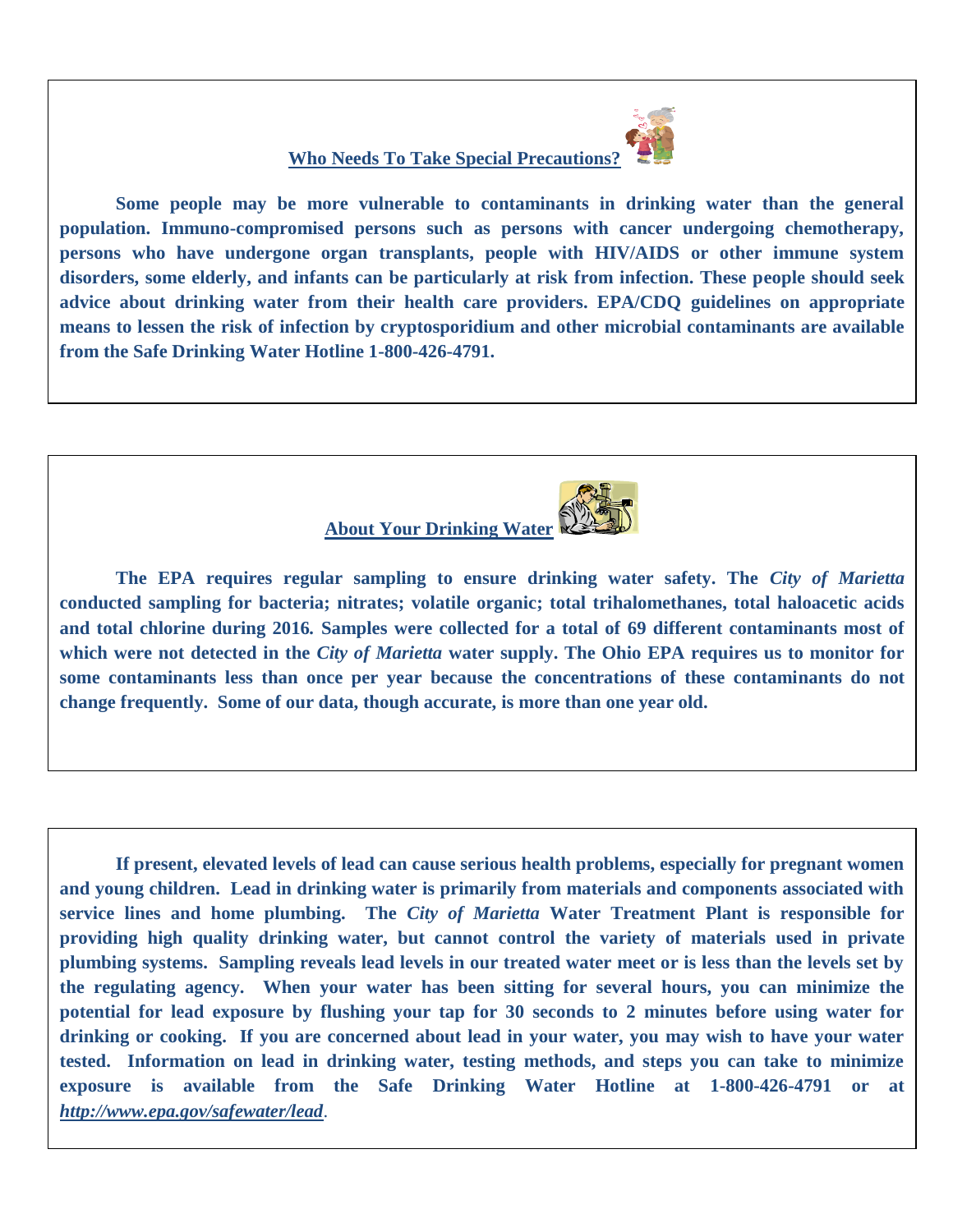## Who Needs To Take Special Precautions?

**Some people may be more vulnerable to contaminants in drinking water than the general population. Immuno-compromised persons such as persons with cancer undergoing chemotherapy, persons who have undergone organ transplants, people with HIV/AIDS or other immune system disorders, some elderly, and infants can be particularly at risk from infection. These people should seek advice about drinking water from their health care providers. EPA/CDQ guidelines on appropriate means to lessen the risk of infection by cryptosporidium and other microbial contaminants are available from the Safe Drinking Water Hotline 1-800-426-4791.**

## About Your Drinking Water

**The EPA requires regular sampling to ensure drinking water safety. The *City of Marietta* conducted sampling for bacteria; nitrates; volatile organic; total trihalomethanes, total haloacetic acids and total chlorine during 2016. Samples were collected for a total of 69 different contaminants most of which were not detected in the *City of Marietta* water supply. The Ohio EPA requires us to monitor for some contaminants less than once per year because the concentrations of these contaminants do not change frequently. Some of our data, though accurate, is more than one year old.**

**If present, elevated levels of lead can cause serious health problems, especially for pregnant women and young children. Lead in drinking water is primarily from materials and components associated with service lines and home plumbing. The *City of Marietta* Water Treatment Plant is responsible for providing high quality drinking water, but cannot control the variety of materials used in private plumbing systems. Sampling reveals lead levels in our treated water meet or is less than the levels set by the regulating agency. When your water has been sitting for several hours, you can minimize the potential for lead exposure by flushing your tap for 30 seconds to 2 minutes before using water for drinking or cooking. If you are concerned about lead in your water, you may wish to have your water tested. Information on lead in drinking water, testing methods, and steps you can take to minimize exposure is available from the Safe Drinking Water Hotline at 1-800-426-4791 or at *http://www.epa.gov/safewater/lead*.**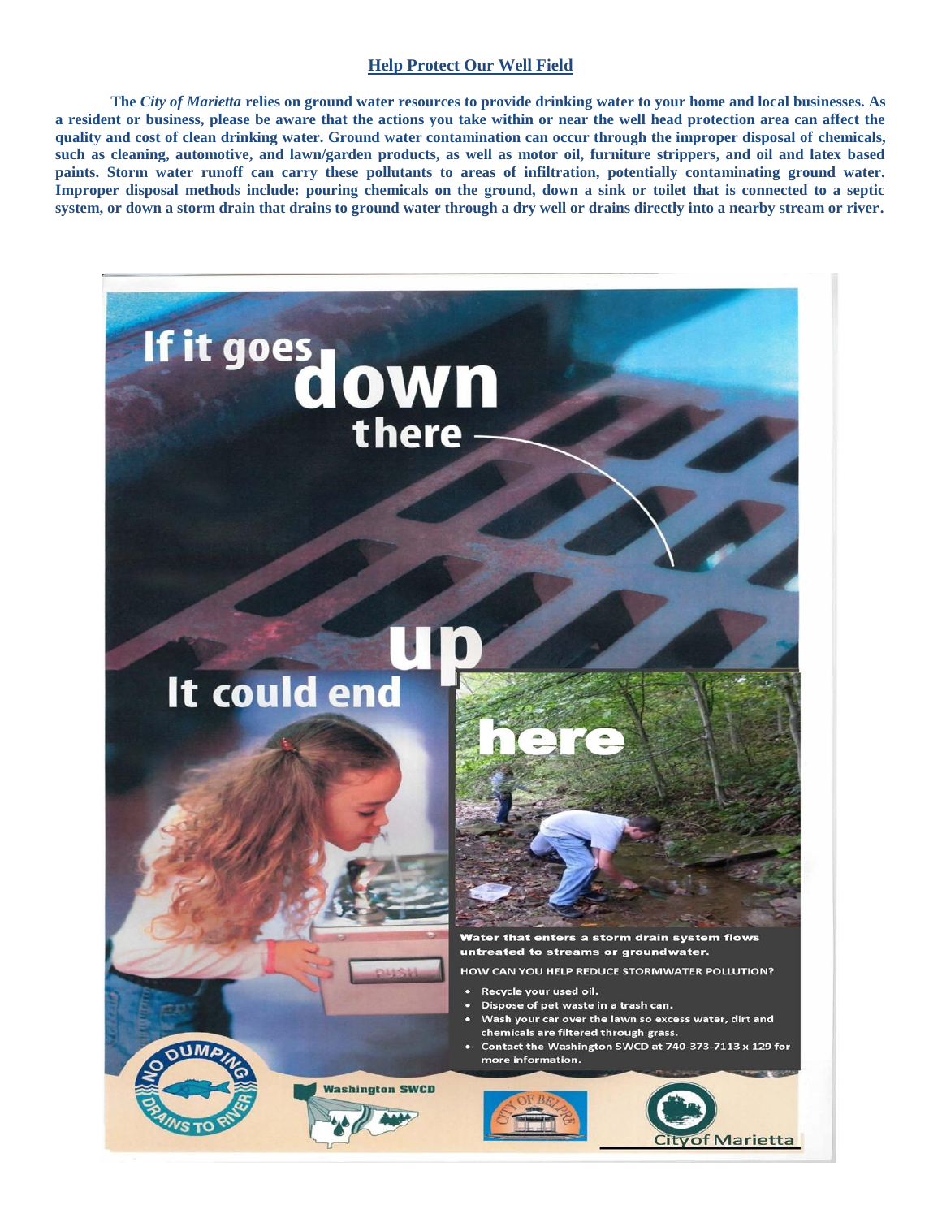## Help Protect Our Well Field

**The *City of Marietta* relies on ground water resources to provide drinking water to your home and local businesses. As a resident or business, please be aware that the actions you take within or near the well head protection area can affect the quality and cost of clean drinking water. Ground water contamination can occur through the improper disposal of chemicals, such as cleaning, automotive, and lawn/garden products, as well as motor oil, furniture strippers, and oil and latex based paints. Storm water runoff can carry these pollutants to areas of infiltration, potentially contaminating ground water. Improper disposal methods include: pouring chemicals on the ground, down a sink or toilet that is connected to a septic system, or down a storm drain that drains to ground water through a dry well or drains directly into a nearby stream or river.**

# If it goes down there

# It could end up here

**Water that enters a storm drain system flows untreated to streams or groundwater.**

HOW CAN YOU HELP REDUCE STORMWATER POLLUTION?

- Recycle your used oil.
- Dispose of pet waste in a trash can.
- Wash your car over the lawn so excess water, dirt and chemicals are filtered through grass.
- Contact the Washington SWCD at 740-373-7113 x 129 for more information.

NO DUMPING DRAINS TO RIVER

Washington SWCD

CITY OF BELPRE

City of Marietta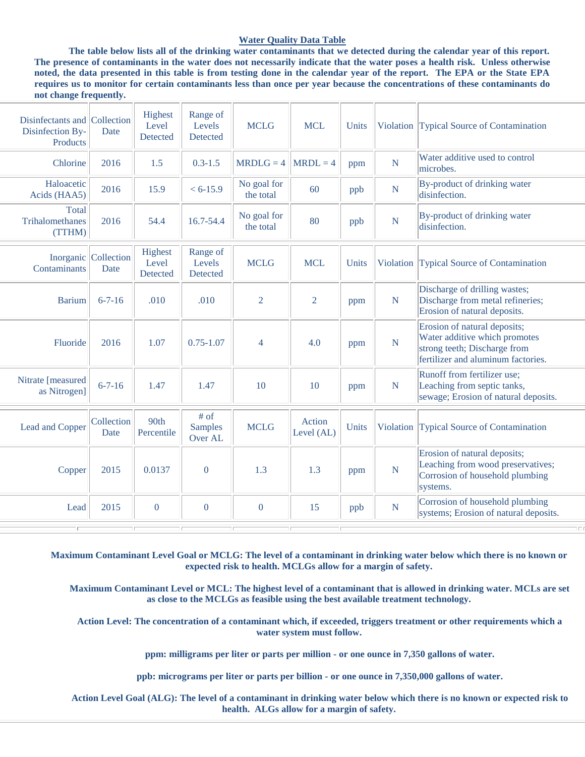## Water Quality Data Table

**The table below lists all of the drinking water contaminants that we detected during the calendar year of this report. The presence of contaminants in the water does not necessarily indicate that the water poses a health risk. Unless otherwise noted, the data presented in this table is from testing done in the calendar year of the report. The EPA or the State EPA requires us to monitor for certain contaminants less than once per year because the concentrations of these contaminants do not change frequently.**

| Disinfectants and Disinfection By-Products | Collection Date | Highest Level Detected | Range of Levels Detected | MCLG | MCL | Units | Violation | Typical Source of Contamination |
|---|---|---|---|---|---|---|---|---|
| Chlorine | 2016 | 1.5 | 0.3-1.5 | MRDLG = 4 | MRDL = 4 | ppm | N | Water additive used to control microbes. |
| Haloacetic Acids (HAA5) | 2016 | 15.9 | < 6-15.9 | No goal for the total | 60 | ppb | N | By-product of drinking water disinfection. |
| Total Trihalomethanes (TTHM) | 2016 | 54.4 | 16.7-54.4 | No goal for the total | 80 | ppb | N | By-product of drinking water disinfection. |

| Inorganic Contaminants | Collection Date | Highest Level Detected | Range of Levels Detected | MCLG | MCL | Units | Violation | Typical Source of Contamination |
|---|---|---|---|---|---|---|---|---|
| Barium | 6-7-16 | .010 | .010 | 2 | 2 | ppm | N | Discharge of drilling wastes; Discharge from metal refineries; Erosion of natural deposits. |
| Fluoride | 2016 | 1.07 | 0.75-1.07 | 4 | 4.0 | ppm | N | Erosion of natural deposits; Water additive which promotes strong teeth; Discharge from fertilizer and aluminum factories. |
| Nitrate [measured as Nitrogen] | 6-7-16 | 1.47 | 1.47 | 10 | 10 | ppm | N | Runoff from fertilizer use; Leaching from septic tanks, sewage; Erosion of natural deposits. |

| Lead and Copper | Collection Date | 90th Percentile | # of Samples Over AL | MCLG | Action Level (AL) | Units | Violation | Typical Source of Contamination |
|---|---|---|---|---|---|---|---|---|
| Copper | 2015 | 0.0137 | 0 | 1.3 | 1.3 | ppm | N | Erosion of natural deposits; Leaching from wood preservatives; Corrosion of household plumbing systems. |
| Lead | 2015 | 0 | 0 | 0 | 15 | ppb | N | Corrosion of household plumbing systems; Erosion of natural deposits. |

**Maximum Contaminant Level Goal or MCLG: The level of a contaminant in drinking water below which there is no known or expected risk to health. MCLGs allow for a margin of safety.**

**Maximum Contaminant Level or MCL: The highest level of a contaminant that is allowed in drinking water. MCLs are set as close to the MCLGs as feasible using the best available treatment technology.**

**Action Level: The concentration of a contaminant which, if exceeded, triggers treatment or other requirements which a water system must follow.**

**ppm: milligrams per liter or parts per million - or one ounce in 7,350 gallons of water.**

**ppb: micrograms per liter or parts per billion - or one ounce in 7,350,000 gallons of water.**

**Action Level Goal (ALG): The level of a contaminant in drinking water below which there is no known or expected risk to health. ALGs allow for a margin of safety.**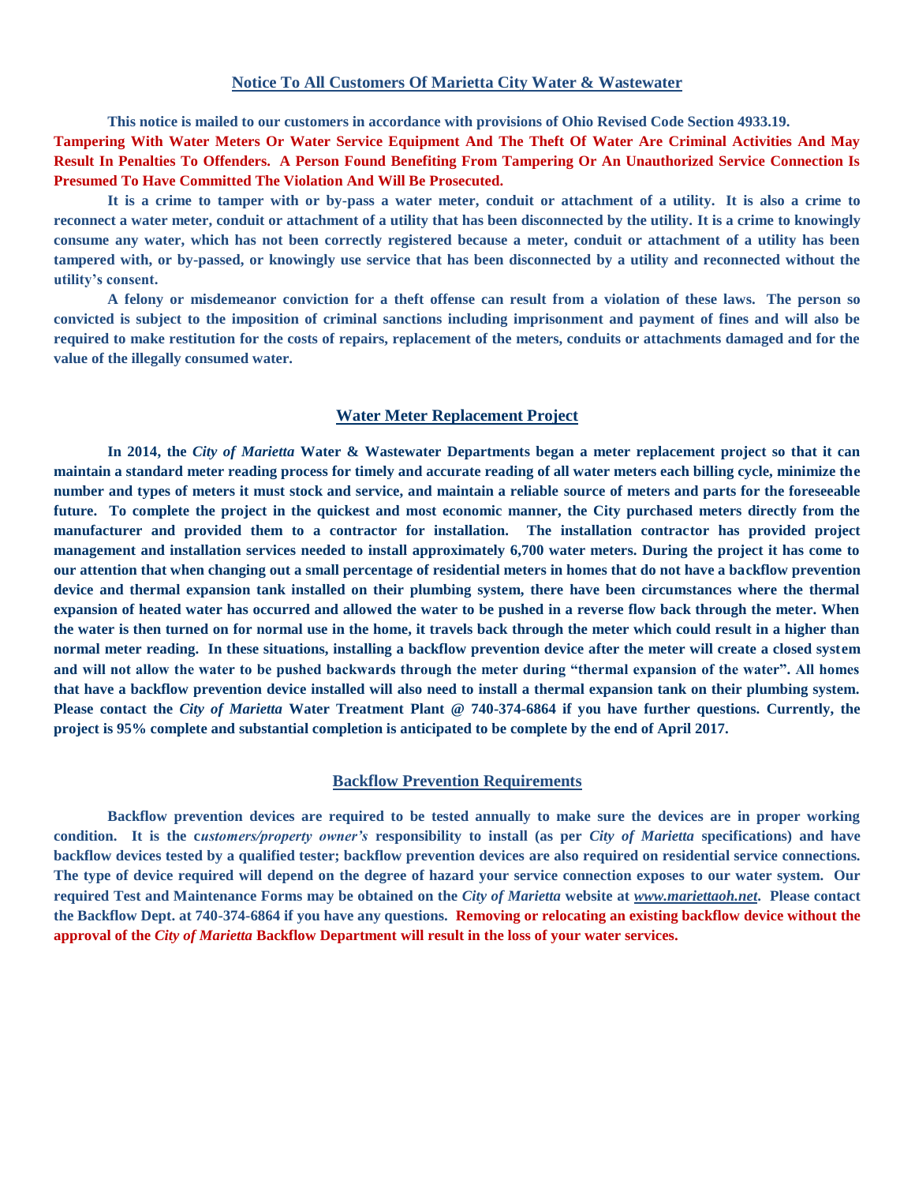## Notice To All Customers Of Marietta City Water & Wastewater

**This notice is mailed to our customers in accordance with provisions of Ohio Revised Code Section 4933.19.**
**Tampering With Water Meters Or Water Service Equipment And The Theft Of Water Are Criminal Activities And May Result In Penalties To Offenders. A Person Found Benefiting From Tampering Or An Unauthorized Service Connection Is Presumed To Have Committed The Violation And Will Be Prosecuted.**

**It is a crime to tamper with or by-pass a water meter, conduit or attachment of a utility. It is also a crime to reconnect a water meter, conduit or attachment of a utility that has been disconnected by the utility. It is a crime to knowingly consume any water, which has not been correctly registered because a meter, conduit or attachment of a utility has been tampered with, or by-passed, or knowingly use service that has been disconnected by a utility and reconnected without the utility's consent.**

**A felony or misdemeanor conviction for a theft offense can result from a violation of these laws. The person so convicted is subject to the imposition of criminal sanctions including imprisonment and payment of fines and will also be required to make restitution for the costs of repairs, replacement of the meters, conduits or attachments damaged and for the value of the illegally consumed water.**

## Water Meter Replacement Project

**In 2014, the *City of Marietta* Water & Wastewater Departments began a meter replacement project so that it can maintain a standard meter reading process for timely and accurate reading of all water meters each billing cycle, minimize the number and types of meters it must stock and service, and maintain a reliable source of meters and parts for the foreseeable future. To complete the project in the quickest and most economic manner, the City purchased meters directly from the manufacturer and provided them to a contractor for installation. The installation contractor has provided project management and installation services needed to install approximately 6,700 water meters. During the project it has come to our attention that when changing out a small percentage of residential meters in homes that do not have a backflow prevention device and thermal expansion tank installed on their plumbing system, there have been circumstances where the thermal expansion of heated water has occurred and allowed the water to be pushed in a reverse flow back through the meter. When the water is then turned on for normal use in the home, it travels back through the meter which could result in a higher than normal meter reading. In these situations, installing a backflow prevention device after the meter will create a closed system and will not allow the water to be pushed backwards through the meter during "thermal expansion of the water". All homes that have a backflow prevention device installed will also need to install a thermal expansion tank on their plumbing system. Please contact the *City of Marietta* Water Treatment Plant @ 740-374-6864 if you have further questions. Currently, the project is 95% complete and substantial completion is anticipated to be complete by the end of April 2017.**

## Backflow Prevention Requirements

**Backflow prevention devices are required to be tested annually to make sure the devices are in proper working condition. It is the c*ustomers/property owner's* responsibility to install (as per *City of Marietta* specifications) and have backflow devices tested by a qualified tester; backflow prevention devices are also required on residential service connections. The type of device required will depend on the degree of hazard your service connection exposes to our water system. Our required Test and Maintenance Forms may be obtained on the *City of Marietta* website at *www.mariettaoh.net*. Please contact the Backflow Dept. at 740-374-6864 if you have any questions. Removing or relocating an existing backflow device without the approval of the *City of Marietta* Backflow Department will result in the loss of your water services.**